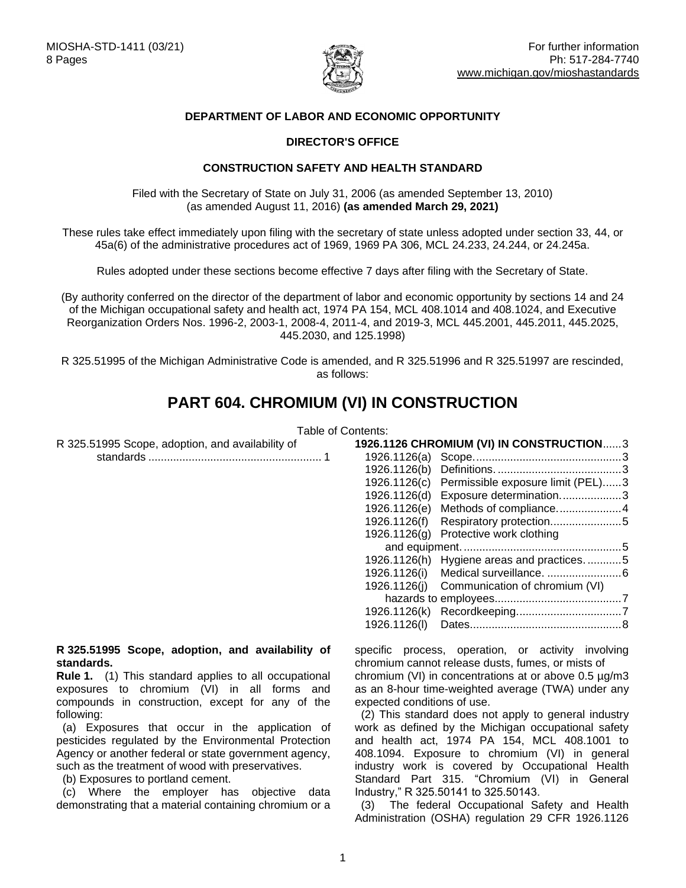MIOSHA-STD-1411 (03/21)
8 Pages

For further information
Ph: 517-284-7740
www.michigan.gov/mioshastandards

**DEPARTMENT OF LABOR AND ECONOMIC OPPORTUNITY**

**DIRECTOR'S OFFICE**

**CONSTRUCTION SAFETY AND HEALTH STANDARD**

Filed with the Secretary of State on July 31, 2006 (as amended September 13, 2010) (as amended August 11, 2016) **(as amended March 29, 2021)**

These rules take effect immediately upon filing with the secretary of state unless adopted under section 33, 44, or 45a(6) of the administrative procedures act of 1969, 1969 PA 306, MCL 24.233, 24.244, or 24.245a.

Rules adopted under these sections become effective 7 days after filing with the Secretary of State.

(By authority conferred on the director of the department of labor and economic opportunity by sections 14 and 24 of the Michigan occupational safety and health act, 1974 PA 154, MCL 408.1014 and 408.1024, and Executive Reorganization Orders Nos. 1996-2, 2003-1, 2008-4, 2011-4, and 2019-3, MCL 445.2001, 445.2011, 445.2025, 445.2030, and 125.1998)

R 325.51995 of the Michigan Administrative Code is amended, and R 325.51996 and R 325.51997 are rescinded, as follows:

# PART 604. CHROMIUM (VI) IN CONSTRUCTION

Table of Contents:

R 325.51995 Scope, adoption, and availability of standards ........................................................ 1

**1926.1126 CHROMIUM (VI) IN CONSTRUCTION**......3
- 1926.1126(a) Scope...............................................3
- 1926.1126(b) Definitions.........................................3
- 1926.1126(c) Permissible exposure limit (PEL)......3
- 1926.1126(d) Exposure determination....................3
- 1926.1126(e) Methods of compliance.....................4
- 1926.1126(f) Respiratory protection.......................5
- 1926.1126(g) Protective work clothing and equipment....................................................5
- 1926.1126(h) Hygiene areas and practices............5
- 1926.1126(i) Medical surveillance. ........................6
- 1926.1126(j) Communication of chromium (VI) hazards to employees.........................................7
- 1926.1126(k) Recordkeeping..................................7
- 1926.1126(l) Dates.................................................8

**R 325.51995 Scope, adoption, and availability of standards.**

**Rule 1.** (1) This standard applies to all occupational exposures to chromium (VI) in all forms and compounds in construction, except for any of the following:

(a) Exposures that occur in the application of pesticides regulated by the Environmental Protection Agency or another federal or state government agency, such as the treatment of wood with preservatives.

(b) Exposures to portland cement.

(c) Where the employer has objective data demonstrating that a material containing chromium or a specific process, operation, or activity involving chromium cannot release dusts, fumes, or mists of chromium (VI) in concentrations at or above 0.5 µg/m3 as an 8-hour time-weighted average (TWA) under any expected conditions of use.

(2) This standard does not apply to general industry work as defined by the Michigan occupational safety and health act, 1974 PA 154, MCL 408.1001 to 408.1094. Exposure to chromium (VI) in general industry work is covered by Occupational Health Standard Part 315. "Chromium (VI) in General Industry," R 325.50141 to 325.50143.

(3) The federal Occupational Safety and Health Administration (OSHA) regulation 29 CFR 1926.1126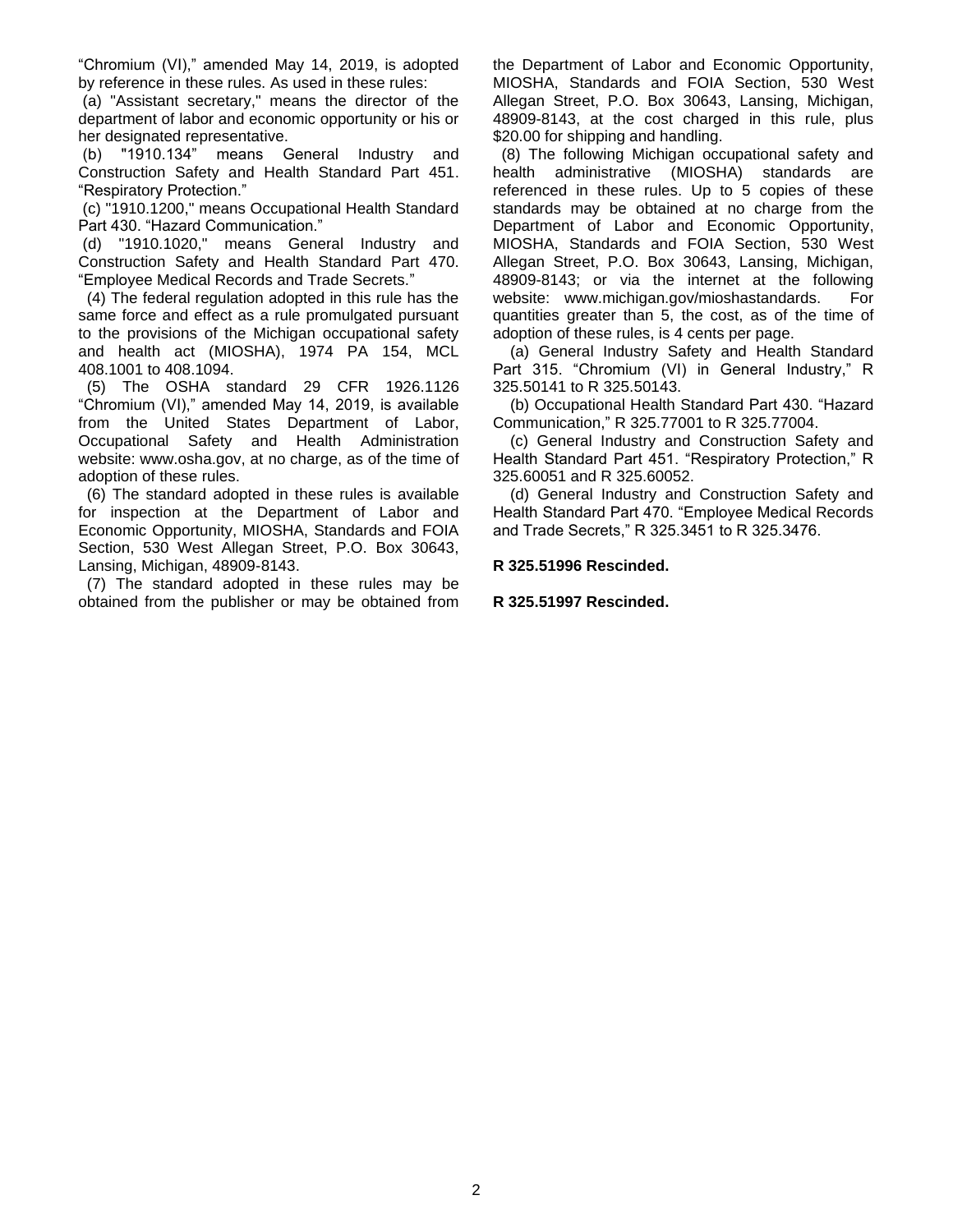"Chromium (VI)," amended May 14, 2019, is adopted by reference in these rules. As used in these rules:

(a) "Assistant secretary," means the director of the department of labor and economic opportunity or his or her designated representative.

(b) "1910.134" means General Industry and Construction Safety and Health Standard Part 451. "Respiratory Protection."

(c) "1910.1200," means Occupational Health Standard Part 430. "Hazard Communication."

(d) "1910.1020," means General Industry and Construction Safety and Health Standard Part 470. "Employee Medical Records and Trade Secrets."

(4) The federal regulation adopted in this rule has the same force and effect as a rule promulgated pursuant to the provisions of the Michigan occupational safety and health act (MIOSHA), 1974 PA 154, MCL 408.1001 to 408.1094.

(5) The OSHA standard 29 CFR 1926.1126 "Chromium (VI)," amended May 14, 2019, is available from the United States Department of Labor, Occupational Safety and Health Administration website: www.osha.gov, at no charge, as of the time of adoption of these rules.

(6) The standard adopted in these rules is available for inspection at the Department of Labor and Economic Opportunity, MIOSHA, Standards and FOIA Section, 530 West Allegan Street, P.O. Box 30643, Lansing, Michigan, 48909-8143.

(7) The standard adopted in these rules may be obtained from the publisher or may be obtained from the Department of Labor and Economic Opportunity, MIOSHA, Standards and FOIA Section, 530 West Allegan Street, P.O. Box 30643, Lansing, Michigan, 48909-8143, at the cost charged in this rule, plus $20.00 for shipping and handling.

(8) The following Michigan occupational safety and health administrative (MIOSHA) standards are referenced in these rules. Up to 5 copies of these standards may be obtained at no charge from the Department of Labor and Economic Opportunity, MIOSHA, Standards and FOIA Section, 530 West Allegan Street, P.O. Box 30643, Lansing, Michigan, 48909-8143; or via the internet at the following website: www.michigan.gov/mioshastandards. For quantities greater than 5, the cost, as of the time of adoption of these rules, is 4 cents per page.

(a) General Industry Safety and Health Standard Part 315. "Chromium (VI) in General Industry," R 325.50141 to R 325.50143.

(b) Occupational Health Standard Part 430. "Hazard Communication," R 325.77001 to R 325.77004.

(c) General Industry and Construction Safety and Health Standard Part 451. "Respiratory Protection," R 325.60051 and R 325.60052.

(d) General Industry and Construction Safety and Health Standard Part 470. "Employee Medical Records and Trade Secrets," R 325.3451 to R 325.3476.

**R 325.51996 Rescinded.**

**R 325.51997 Rescinded.**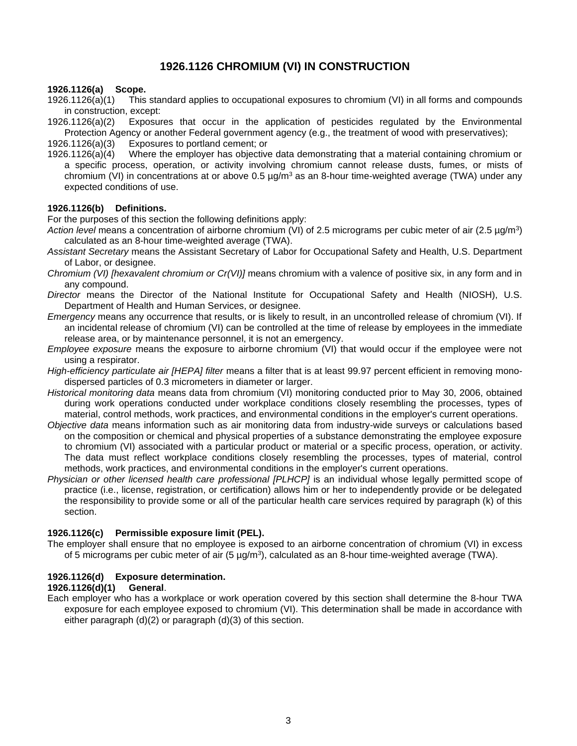# 1926.1126 CHROMIUM (VI) IN CONSTRUCTION

**1926.1126(a) Scope.**

1926.1126(a)(1) This standard applies to occupational exposures to chromium (VI) in all forms and compounds in construction, except:

1926.1126(a)(2) Exposures that occur in the application of pesticides regulated by the Environmental Protection Agency or another Federal government agency (e.g., the treatment of wood with preservatives);

1926.1126(a)(3) Exposures to portland cement; or

1926.1126(a)(4) Where the employer has objective data demonstrating that a material containing chromium or a specific process, operation, or activity involving chromium cannot release dusts, fumes, or mists of chromium (VI) in concentrations at or above 0.5 $\mu g/m^3$ as an 8-hour time-weighted average (TWA) under any expected conditions of use.

**1926.1126(b) Definitions.**

For the purposes of this section the following definitions apply:

*Action level* means a concentration of airborne chromium (VI) of 2.5 micrograms per cubic meter of air (2.5 $\mu g/m^3$) calculated as an 8-hour time-weighted average (TWA).

*Assistant Secretary* means the Assistant Secretary of Labor for Occupational Safety and Health, U.S. Department of Labor, or designee.

*Chromium (VI) [hexavalent chromium or Cr(VI)]* means chromium with a valence of positive six, in any form and in any compound.

*Director* means the Director of the National Institute for Occupational Safety and Health (NIOSH), U.S. Department of Health and Human Services, or designee.

*Emergency* means any occurrence that results, or is likely to result, in an uncontrolled release of chromium (VI). If an incidental release of chromium (VI) can be controlled at the time of release by employees in the immediate release area, or by maintenance personnel, it is not an emergency.

*Employee exposure* means the exposure to airborne chromium (VI) that would occur if the employee were not using a respirator.

*High-efficiency particulate air [HEPA] filter* means a filter that is at least 99.97 percent efficient in removing mono-dispersed particles of 0.3 micrometers in diameter or larger.

*Historical monitoring data* means data from chromium (VI) monitoring conducted prior to May 30, 2006, obtained during work operations conducted under workplace conditions closely resembling the processes, types of material, control methods, work practices, and environmental conditions in the employer's current operations.

*Objective data* means information such as air monitoring data from industry-wide surveys or calculations based on the composition or chemical and physical properties of a substance demonstrating the employee exposure to chromium (VI) associated with a particular product or material or a specific process, operation, or activity. The data must reflect workplace conditions closely resembling the processes, types of material, control methods, work practices, and environmental conditions in the employer's current operations.

*Physician or other licensed health care professional [PLHCP]* is an individual whose legally permitted scope of practice (i.e., license, registration, or certification) allows him or her to independently provide or be delegated the responsibility to provide some or all of the particular health care services required by paragraph (k) of this section.

**1926.1126(c) Permissible exposure limit (PEL).**

The employer shall ensure that no employee is exposed to an airborne concentration of chromium (VI) in excess of 5 micrograms per cubic meter of air (5 $\mu g/m^3$), calculated as an 8-hour time-weighted average (TWA).

**1926.1126(d) Exposure determination.**

**1926.1126(d)(1) General.**

Each employer who has a workplace or work operation covered by this section shall determine the 8-hour TWA exposure for each employee exposed to chromium (VI). This determination shall be made in accordance with either paragraph (d)(2) or paragraph (d)(3) of this section.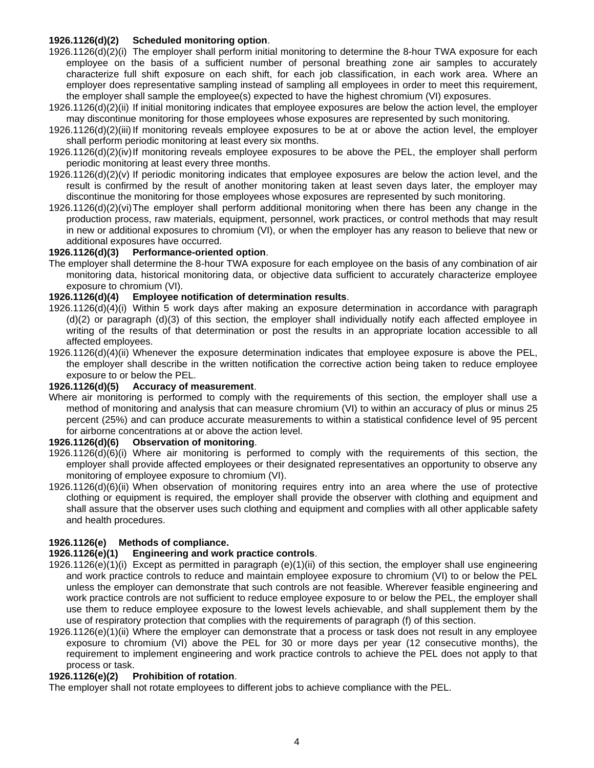**1926.1126(d)(2) Scheduled monitoring option**.

1926.1126(d)(2)(i) The employer shall perform initial monitoring to determine the 8-hour TWA exposure for each employee on the basis of a sufficient number of personal breathing zone air samples to accurately characterize full shift exposure on each shift, for each job classification, in each work area. Where an employer does representative sampling instead of sampling all employees in order to meet this requirement, the employer shall sample the employee(s) expected to have the highest chromium (VI) exposures.

1926.1126(d)(2)(ii) If initial monitoring indicates that employee exposures are below the action level, the employer may discontinue monitoring for those employees whose exposures are represented by such monitoring.

1926.1126(d)(2)(iii) If monitoring reveals employee exposures to be at or above the action level, the employer shall perform periodic monitoring at least every six months.

1926.1126(d)(2)(iv) If monitoring reveals employee exposures to be above the PEL, the employer shall perform periodic monitoring at least every three months.

1926.1126(d)(2)(v) If periodic monitoring indicates that employee exposures are below the action level, and the result is confirmed by the result of another monitoring taken at least seven days later, the employer may discontinue the monitoring for those employees whose exposures are represented by such monitoring.

1926.1126(d)(2)(vi) The employer shall perform additional monitoring when there has been any change in the production process, raw materials, equipment, personnel, work practices, or control methods that may result in new or additional exposures to chromium (VI), or when the employer has any reason to believe that new or additional exposures have occurred.

**1926.1126(d)(3) Performance-oriented option**.

The employer shall determine the 8-hour TWA exposure for each employee on the basis of any combination of air monitoring data, historical monitoring data, or objective data sufficient to accurately characterize employee exposure to chromium (VI).

**1926.1126(d)(4) Employee notification of determination results**.

1926.1126(d)(4)(i) Within 5 work days after making an exposure determination in accordance with paragraph (d)(2) or paragraph (d)(3) of this section, the employer shall individually notify each affected employee in writing of the results of that determination or post the results in an appropriate location accessible to all affected employees.

1926.1126(d)(4)(ii) Whenever the exposure determination indicates that employee exposure is above the PEL, the employer shall describe in the written notification the corrective action being taken to reduce employee exposure to or below the PEL.

**1926.1126(d)(5) Accuracy of measurement**.

Where air monitoring is performed to comply with the requirements of this section, the employer shall use a method of monitoring and analysis that can measure chromium (VI) to within an accuracy of plus or minus 25 percent (25%) and can produce accurate measurements to within a statistical confidence level of 95 percent for airborne concentrations at or above the action level.

**1926.1126(d)(6) Observation of monitoring**.

1926.1126(d)(6)(i) Where air monitoring is performed to comply with the requirements of this section, the employer shall provide affected employees or their designated representatives an opportunity to observe any monitoring of employee exposure to chromium (VI).

1926.1126(d)(6)(ii) When observation of monitoring requires entry into an area where the use of protective clothing or equipment is required, the employer shall provide the observer with clothing and equipment and shall assure that the observer uses such clothing and equipment and complies with all other applicable safety and health procedures.

**1926.1126(e) Methods of compliance.**

**1926.1126(e)(1) Engineering and work practice controls**.

1926.1126(e)(1)(i) Except as permitted in paragraph (e)(1)(ii) of this section, the employer shall use engineering and work practice controls to reduce and maintain employee exposure to chromium (VI) to or below the PEL unless the employer can demonstrate that such controls are not feasible. Wherever feasible engineering and work practice controls are not sufficient to reduce employee exposure to or below the PEL, the employer shall use them to reduce employee exposure to the lowest levels achievable, and shall supplement them by the use of respiratory protection that complies with the requirements of paragraph (f) of this section.

1926.1126(e)(1)(ii) Where the employer can demonstrate that a process or task does not result in any employee exposure to chromium (VI) above the PEL for 30 or more days per year (12 consecutive months), the requirement to implement engineering and work practice controls to achieve the PEL does not apply to that process or task.

**1926.1126(e)(2) Prohibition of rotation**.

The employer shall not rotate employees to different jobs to achieve compliance with the PEL.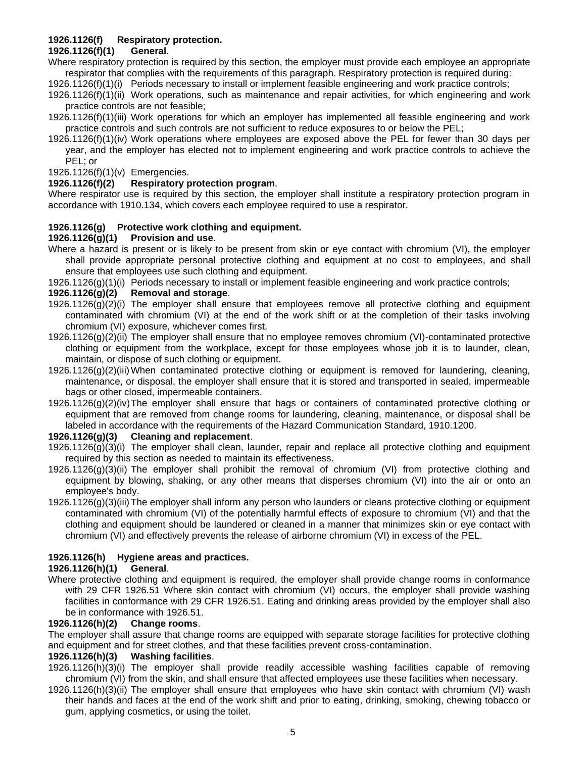**1926.1126(f) Respiratory protection.**

**1926.1126(f)(1) General**.

Where respiratory protection is required by this section, the employer must provide each employee an appropriate respirator that complies with the requirements of this paragraph. Respiratory protection is required during:

1926.1126(f)(1)(i) Periods necessary to install or implement feasible engineering and work practice controls;

1926.1126(f)(1)(ii) Work operations, such as maintenance and repair activities, for which engineering and work practice controls are not feasible;

1926.1126(f)(1)(iii) Work operations for which an employer has implemented all feasible engineering and work practice controls and such controls are not sufficient to reduce exposures to or below the PEL;

1926.1126(f)(1)(iv) Work operations where employees are exposed above the PEL for fewer than 30 days per year, and the employer has elected not to implement engineering and work practice controls to achieve the PEL; or

1926.1126(f)(1)(v) Emergencies.

**1926.1126(f)(2) Respiratory protection program**.

Where respirator use is required by this section, the employer shall institute a respiratory protection program in accordance with 1910.134, which covers each employee required to use a respirator.

**1926.1126(g) Protective work clothing and equipment.**

**1926.1126(g)(1) Provision and use**.

Where a hazard is present or is likely to be present from skin or eye contact with chromium (VI), the employer shall provide appropriate personal protective clothing and equipment at no cost to employees, and shall ensure that employees use such clothing and equipment.

1926.1126(g)(1)(i) Periods necessary to install or implement feasible engineering and work practice controls;

**1926.1126(g)(2) Removal and storage**.

1926.1126(g)(2)(i) The employer shall ensure that employees remove all protective clothing and equipment contaminated with chromium (VI) at the end of the work shift or at the completion of their tasks involving chromium (VI) exposure, whichever comes first.

1926.1126(g)(2)(ii) The employer shall ensure that no employee removes chromium (VI)-contaminated protective clothing or equipment from the workplace, except for those employees whose job it is to launder, clean, maintain, or dispose of such clothing or equipment.

1926.1126(g)(2)(iii) When contaminated protective clothing or equipment is removed for laundering, cleaning, maintenance, or disposal, the employer shall ensure that it is stored and transported in sealed, impermeable bags or other closed, impermeable containers.

1926.1126(g)(2)(iv) The employer shall ensure that bags or containers of contaminated protective clothing or equipment that are removed from change rooms for laundering, cleaning, maintenance, or disposal shall be labeled in accordance with the requirements of the Hazard Communication Standard, 1910.1200.

**1926.1126(g)(3) Cleaning and replacement**.

1926.1126(g)(3)(i) The employer shall clean, launder, repair and replace all protective clothing and equipment required by this section as needed to maintain its effectiveness.

1926.1126(g)(3)(ii) The employer shall prohibit the removal of chromium (VI) from protective clothing and equipment by blowing, shaking, or any other means that disperses chromium (VI) into the air or onto an employee's body.

1926.1126(g)(3)(iii) The employer shall inform any person who launders or cleans protective clothing or equipment contaminated with chromium (VI) of the potentially harmful effects of exposure to chromium (VI) and that the clothing and equipment should be laundered or cleaned in a manner that minimizes skin or eye contact with chromium (VI) and effectively prevents the release of airborne chromium (VI) in excess of the PEL.

**1926.1126(h) Hygiene areas and practices.**

**1926.1126(h)(1) General**.

Where protective clothing and equipment is required, the employer shall provide change rooms in conformance with 29 CFR 1926.51 Where skin contact with chromium (VI) occurs, the employer shall provide washing facilities in conformance with 29 CFR 1926.51. Eating and drinking areas provided by the employer shall also be in conformance with 1926.51.

**1926.1126(h)(2) Change rooms**.

The employer shall assure that change rooms are equipped with separate storage facilities for protective clothing and equipment and for street clothes, and that these facilities prevent cross-contamination.

**1926.1126(h)(3) Washing facilities**.

1926.1126(h)(3)(i) The employer shall provide readily accessible washing facilities capable of removing chromium (VI) from the skin, and shall ensure that affected employees use these facilities when necessary.

1926.1126(h)(3)(ii) The employer shall ensure that employees who have skin contact with chromium (VI) wash their hands and faces at the end of the work shift and prior to eating, drinking, smoking, chewing tobacco or gum, applying cosmetics, or using the toilet.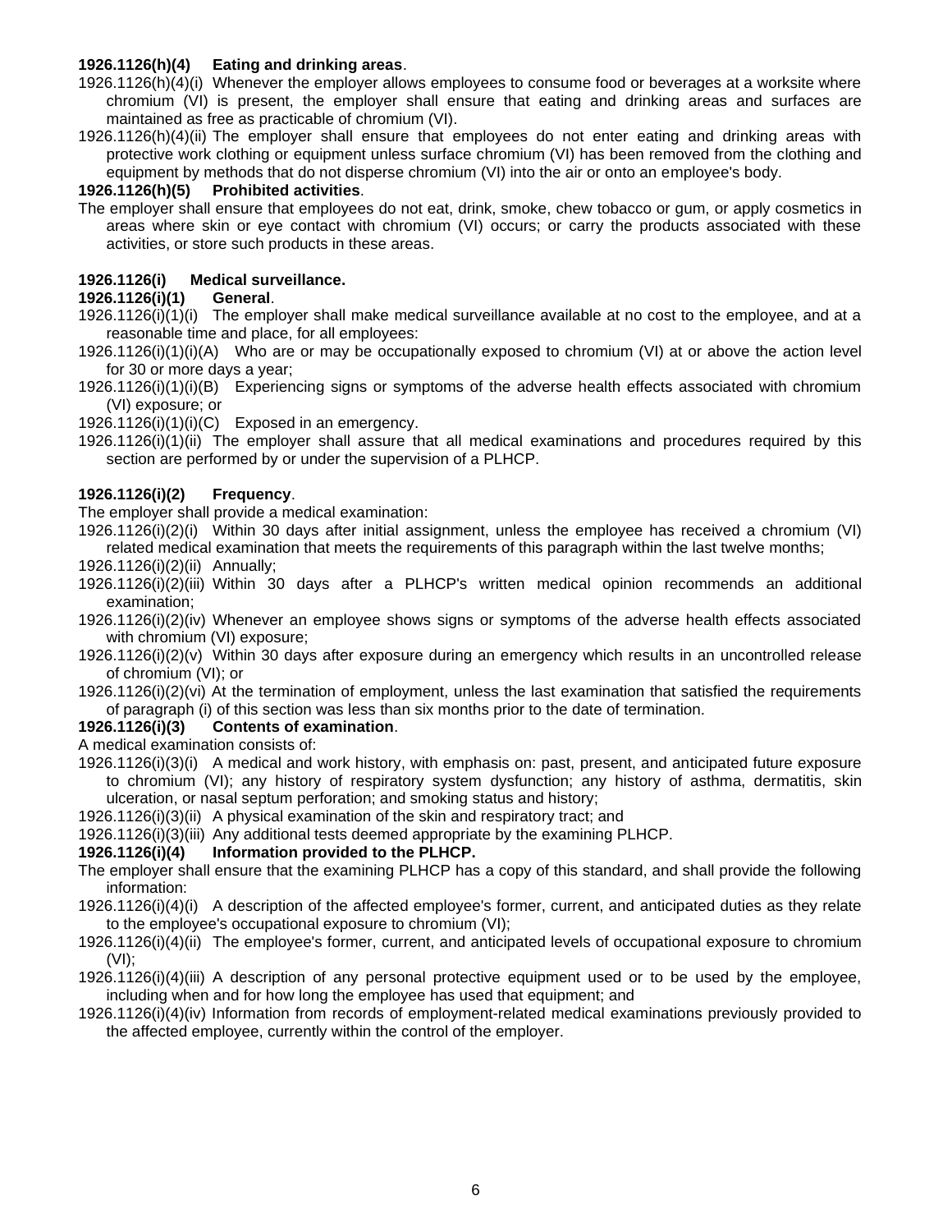**1926.1126(h)(4) Eating and drinking areas**.

1926.1126(h)(4)(i) Whenever the employer allows employees to consume food or beverages at a worksite where chromium (VI) is present, the employer shall ensure that eating and drinking areas and surfaces are maintained as free as practicable of chromium (VI).

1926.1126(h)(4)(ii) The employer shall ensure that employees do not enter eating and drinking areas with protective work clothing or equipment unless surface chromium (VI) has been removed from the clothing and equipment by methods that do not disperse chromium (VI) into the air or onto an employee's body.

**1926.1126(h)(5) Prohibited activities**.

The employer shall ensure that employees do not eat, drink, smoke, chew tobacco or gum, or apply cosmetics in areas where skin or eye contact with chromium (VI) occurs; or carry the products associated with these activities, or store such products in these areas.

**1926.1126(i) Medical surveillance.**

**1926.1126(i)(1) General**.

1926.1126(i)(1)(i) The employer shall make medical surveillance available at no cost to the employee, and at a reasonable time and place, for all employees:

1926.1126(i)(1)(i)(A) Who are or may be occupationally exposed to chromium (VI) at or above the action level for 30 or more days a year;

1926.1126(i)(1)(i)(B) Experiencing signs or symptoms of the adverse health effects associated with chromium (VI) exposure; or

1926.1126(i)(1)(i)(C) Exposed in an emergency.

1926.1126(i)(1)(ii) The employer shall assure that all medical examinations and procedures required by this section are performed by or under the supervision of a PLHCP.

**1926.1126(i)(2) Frequency**.

The employer shall provide a medical examination:

1926.1126(i)(2)(i) Within 30 days after initial assignment, unless the employee has received a chromium (VI) related medical examination that meets the requirements of this paragraph within the last twelve months;

1926.1126(i)(2)(ii) Annually;

1926.1126(i)(2)(iii) Within 30 days after a PLHCP's written medical opinion recommends an additional examination;

1926.1126(i)(2)(iv) Whenever an employee shows signs or symptoms of the adverse health effects associated with chromium (VI) exposure;

1926.1126(i)(2)(v) Within 30 days after exposure during an emergency which results in an uncontrolled release of chromium (VI); or

1926.1126(i)(2)(vi) At the termination of employment, unless the last examination that satisfied the requirements of paragraph (i) of this section was less than six months prior to the date of termination.

**1926.1126(i)(3) Contents of examination**.

A medical examination consists of:

1926.1126(i)(3)(i) A medical and work history, with emphasis on: past, present, and anticipated future exposure to chromium (VI); any history of respiratory system dysfunction; any history of asthma, dermatitis, skin ulceration, or nasal septum perforation; and smoking status and history;

1926.1126(i)(3)(ii) A physical examination of the skin and respiratory tract; and

1926.1126(i)(3)(iii) Any additional tests deemed appropriate by the examining PLHCP.

**1926.1126(i)(4) Information provided to the PLHCP.**

The employer shall ensure that the examining PLHCP has a copy of this standard, and shall provide the following information:

1926.1126(i)(4)(i) A description of the affected employee's former, current, and anticipated duties as they relate to the employee's occupational exposure to chromium (VI);

1926.1126(i)(4)(ii) The employee's former, current, and anticipated levels of occupational exposure to chromium (VI);

1926.1126(i)(4)(iii) A description of any personal protective equipment used or to be used by the employee, including when and for how long the employee has used that equipment; and

1926.1126(i)(4)(iv) Information from records of employment-related medical examinations previously provided to the affected employee, currently within the control of the employer.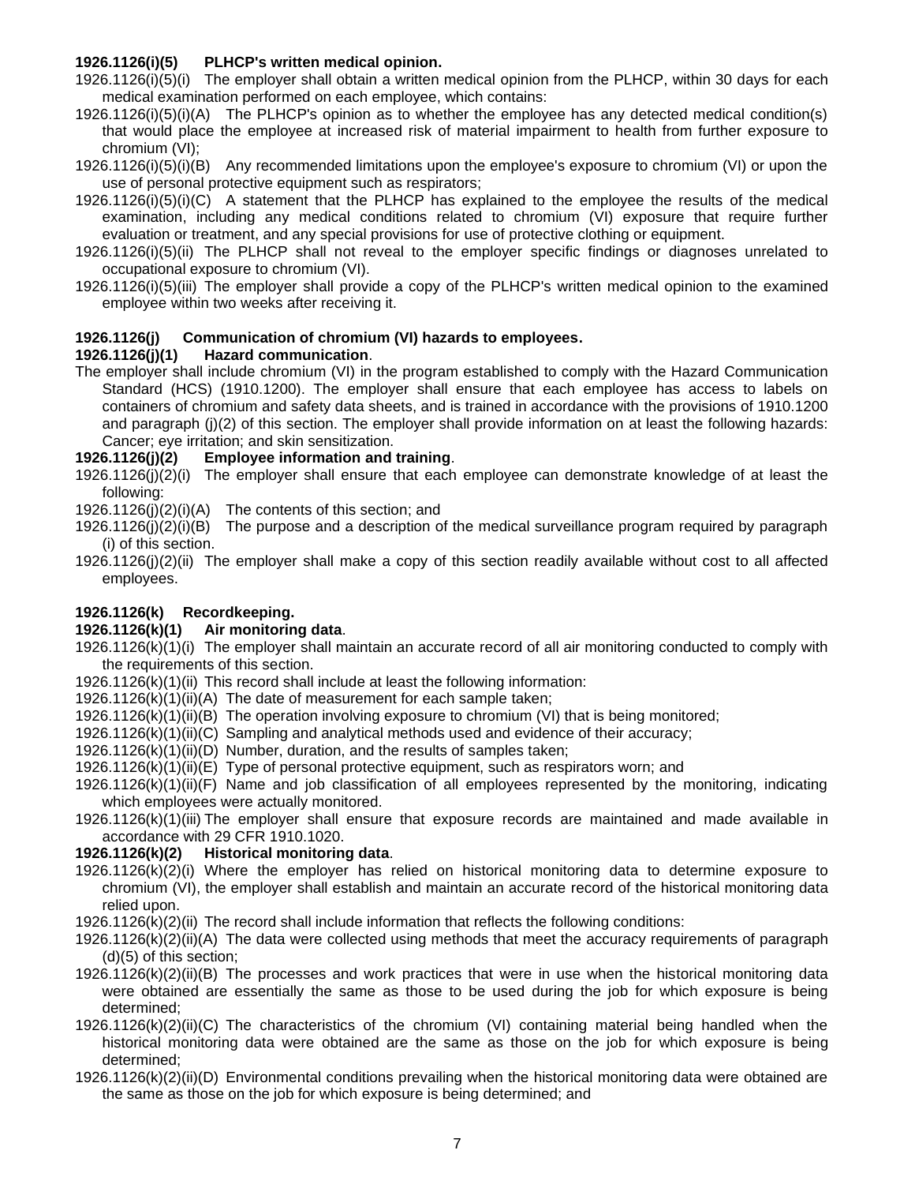**1926.1126(i)(5) PLHCP's written medical opinion.**

1926.1126(i)(5)(i) The employer shall obtain a written medical opinion from the PLHCP, within 30 days for each medical examination performed on each employee, which contains:

1926.1126(i)(5)(i)(A) The PLHCP's opinion as to whether the employee has any detected medical condition(s) that would place the employee at increased risk of material impairment to health from further exposure to chromium (VI);

1926.1126(i)(5)(i)(B) Any recommended limitations upon the employee's exposure to chromium (VI) or upon the use of personal protective equipment such as respirators;

1926.1126(i)(5)(i)(C) A statement that the PLHCP has explained to the employee the results of the medical examination, including any medical conditions related to chromium (VI) exposure that require further evaluation or treatment, and any special provisions for use of protective clothing or equipment.

1926.1126(i)(5)(ii) The PLHCP shall not reveal to the employer specific findings or diagnoses unrelated to occupational exposure to chromium (VI).

1926.1126(i)(5)(iii) The employer shall provide a copy of the PLHCP's written medical opinion to the examined employee within two weeks after receiving it.

**1926.1126(j) Communication of chromium (VI) hazards to employees.**

**1926.1126(j)(1) Hazard communication**.

The employer shall include chromium (VI) in the program established to comply with the Hazard Communication Standard (HCS) (1910.1200). The employer shall ensure that each employee has access to labels on containers of chromium and safety data sheets, and is trained in accordance with the provisions of 1910.1200 and paragraph (j)(2) of this section. The employer shall provide information on at least the following hazards: Cancer; eye irritation; and skin sensitization.

**1926.1126(j)(2) Employee information and training**.

1926.1126(j)(2)(i) The employer shall ensure that each employee can demonstrate knowledge of at least the following:

1926.1126(j)(2)(i)(A) The contents of this section; and

1926.1126(j)(2)(i)(B) The purpose and a description of the medical surveillance program required by paragraph (i) of this section.

1926.1126(j)(2)(ii) The employer shall make a copy of this section readily available without cost to all affected employees.

**1926.1126(k) Recordkeeping.**

**1926.1126(k)(1) Air monitoring data**.

1926.1126(k)(1)(i) The employer shall maintain an accurate record of all air monitoring conducted to comply with the requirements of this section.

1926.1126(k)(1)(ii) This record shall include at least the following information:

1926.1126(k)(1)(ii)(A) The date of measurement for each sample taken;

1926.1126(k)(1)(ii)(B) The operation involving exposure to chromium (VI) that is being monitored;

1926.1126(k)(1)(ii)(C) Sampling and analytical methods used and evidence of their accuracy;

1926.1126(k)(1)(ii)(D) Number, duration, and the results of samples taken;

1926.1126(k)(1)(ii)(E) Type of personal protective equipment, such as respirators worn; and

1926.1126(k)(1)(ii)(F) Name and job classification of all employees represented by the monitoring, indicating which employees were actually monitored.

1926.1126(k)(1)(iii) The employer shall ensure that exposure records are maintained and made available in accordance with 29 CFR 1910.1020.

**1926.1126(k)(2) Historical monitoring data**.

1926.1126(k)(2)(i) Where the employer has relied on historical monitoring data to determine exposure to chromium (VI), the employer shall establish and maintain an accurate record of the historical monitoring data relied upon.

1926.1126(k)(2)(ii) The record shall include information that reflects the following conditions:

1926.1126(k)(2)(ii)(A) The data were collected using methods that meet the accuracy requirements of paragraph (d)(5) of this section;

1926.1126(k)(2)(ii)(B) The processes and work practices that were in use when the historical monitoring data were obtained are essentially the same as those to be used during the job for which exposure is being determined;

1926.1126(k)(2)(ii)(C) The characteristics of the chromium (VI) containing material being handled when the historical monitoring data were obtained are the same as those on the job for which exposure is being determined;

1926.1126(k)(2)(ii)(D) Environmental conditions prevailing when the historical monitoring data were obtained are the same as those on the job for which exposure is being determined; and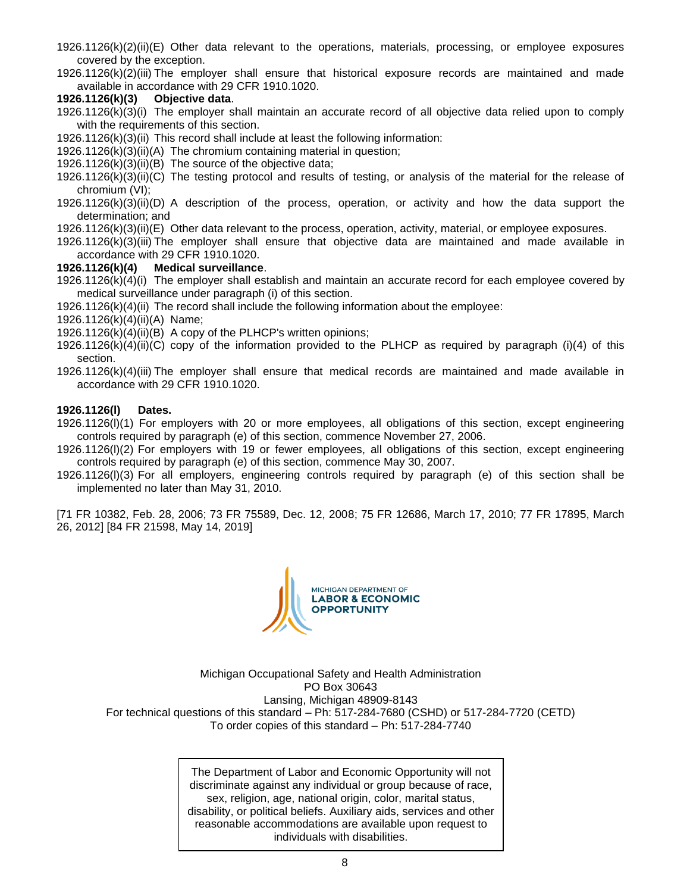1926.1126(k)(2)(ii)(E) Other data relevant to the operations, materials, processing, or employee exposures covered by the exception.

1926.1126(k)(2)(iii) The employer shall ensure that historical exposure records are maintained and made available in accordance with 29 CFR 1910.1020.

**1926.1126(k)(3) Objective data**.

1926.1126(k)(3)(i) The employer shall maintain an accurate record of all objective data relied upon to comply with the requirements of this section.

1926.1126(k)(3)(ii) This record shall include at least the following information:

1926.1126(k)(3)(ii)(A) The chromium containing material in question;

1926.1126(k)(3)(ii)(B) The source of the objective data;

1926.1126(k)(3)(ii)(C) The testing protocol and results of testing, or analysis of the material for the release of chromium (VI);

1926.1126(k)(3)(ii)(D) A description of the process, operation, or activity and how the data support the determination; and

1926.1126(k)(3)(ii)(E) Other data relevant to the process, operation, activity, material, or employee exposures.

1926.1126(k)(3)(iii) The employer shall ensure that objective data are maintained and made available in accordance with 29 CFR 1910.1020.

**1926.1126(k)(4) Medical surveillance**.

1926.1126(k)(4)(i) The employer shall establish and maintain an accurate record for each employee covered by medical surveillance under paragraph (i) of this section.

1926.1126(k)(4)(ii) The record shall include the following information about the employee:

1926.1126(k)(4)(ii)(A) Name;

1926.1126(k)(4)(ii)(B) A copy of the PLHCP's written opinions;

1926.1126(k)(4)(ii)(C) copy of the information provided to the PLHCP as required by paragraph (i)(4) of this section.

1926.1126(k)(4)(iii) The employer shall ensure that medical records are maintained and made available in accordance with 29 CFR 1910.1020.

**1926.1126(l) Dates.**

1926.1126(l)(1) For employers with 20 or more employees, all obligations of this section, except engineering controls required by paragraph (e) of this section, commence November 27, 2006.

1926.1126(l)(2) For employers with 19 or fewer employees, all obligations of this section, except engineering controls required by paragraph (e) of this section, commence May 30, 2007.

1926.1126(l)(3) For all employers, engineering controls required by paragraph (e) of this section shall be implemented no later than May 31, 2010.

[71 FR 10382, Feb. 28, 2006; 73 FR 75589, Dec. 12, 2008; 75 FR 12686, March 17, 2010; 77 FR 17895, March 26, 2012] [84 FR 21598, May 14, 2019]

MICHIGAN DEPARTMENT OF
LABOR & ECONOMIC OPPORTUNITY

Michigan Occupational Safety and Health Administration
PO Box 30643
Lansing, Michigan 48909-8143
For technical questions of this standard – Ph: 517-284-7680 (CSHD) or 517-284-7720 (CETD)
To order copies of this standard – Ph: 517-284-7740

The Department of Labor and Economic Opportunity will not discriminate against any individual or group because of race, sex, religion, age, national origin, color, marital status, disability, or political beliefs. Auxiliary aids, services and other reasonable accommodations are available upon request to individuals with disabilities.